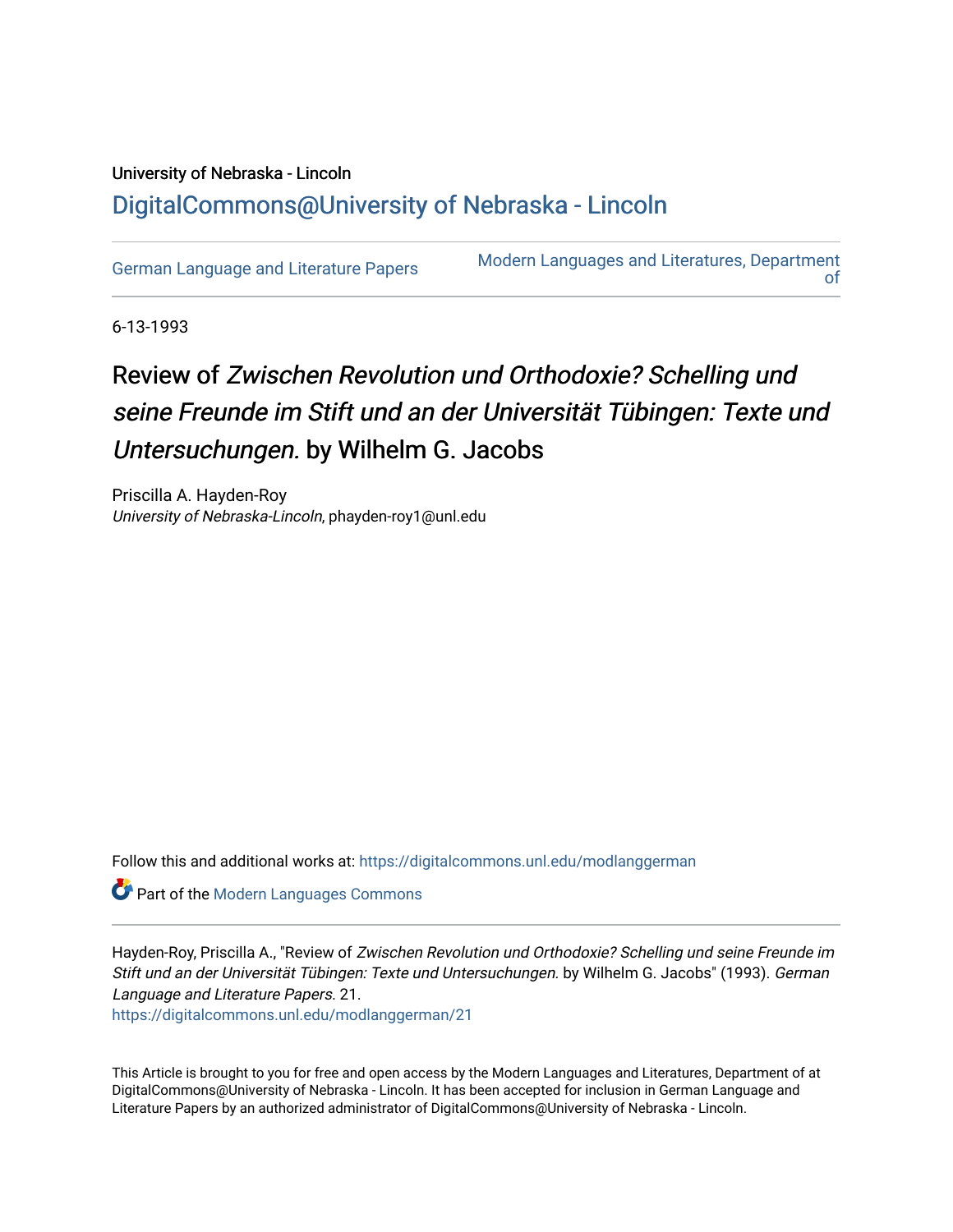University of Nebraska - Lincoln

## DigitalCommons@University of Nebraska - Lincoln

German Language and Literature Papers

Modern Languages and Literatures, Department of

6-13-1993

# Review of *Zwischen Revolution und Orthodoxie? Schelling und seine Freunde im Stift und an der Universität Tübingen: Texte und Untersuchungen.* by Wilhelm G. Jacobs

Priscilla A. Hayden-Roy
*University of Nebraska-Lincoln*, phayden-roy1@unl.edu

Follow this and additional works at: https://digitalcommons.unl.edu/modlanggerman

Part of the Modern Languages Commons

Hayden-Roy, Priscilla A., "Review of *Zwischen Revolution und Orthodoxie? Schelling und seine Freunde im Stift und an der Universität Tübingen: Texte und Untersuchungen.* by Wilhelm G. Jacobs" (1993). *German Language and Literature Papers*. 21.
https://digitalcommons.unl.edu/modlanggerman/21

This Article is brought to you for free and open access by the Modern Languages and Literatures, Department of at DigitalCommons@University of Nebraska - Lincoln. It has been accepted for inclusion in German Language and Literature Papers by an authorized administrator of DigitalCommons@University of Nebraska - Lincoln.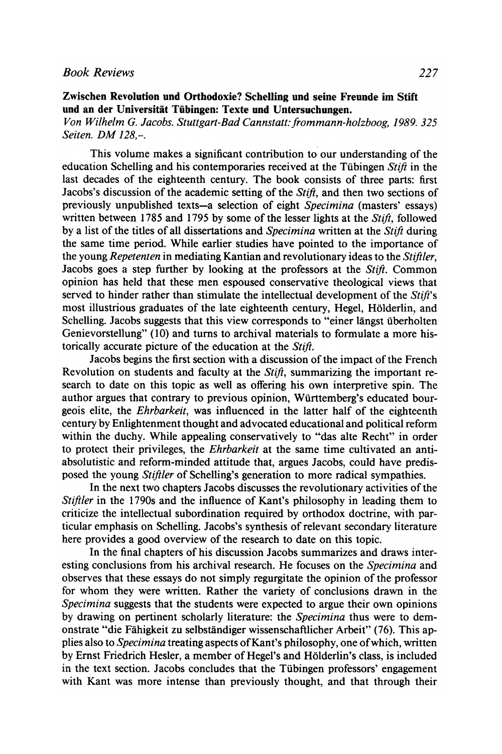**Zwischen Revolution und Orthodoxie? Schelling und seine Freunde im Stift und an der Universität Tübingen: Texte und Untersuchungen.**
*Von Wilhelm G. Jacobs. Stuttgart-Bad Cannstatt: frommann-holzboog, 1989. 325 Seiten. DM 128,–.*

This volume makes a significant contribution to our understanding of the education Schelling and his contemporaries received at the Tübingen *Stift* in the last decades of the eighteenth century. The book consists of three parts: first Jacobs's discussion of the academic setting of the *Stift*, and then two sections of previously unpublished texts—a selection of eight *Specimina* (masters' essays) written between 1785 and 1795 by some of the lesser lights at the *Stift*, followed by a list of the titles of all dissertations and *Specimina* written at the *Stift* during the same time period. While earlier studies have pointed to the importance of the young *Repetenten* in mediating Kantian and revolutionary ideas to the *Stiftler*, Jacobs goes a step further by looking at the professors at the *Stift*. Common opinion has held that these men espoused conservative theological views that served to hinder rather than stimulate the intellectual development of the *Stift*'s most illustrious graduates of the late eighteenth century, Hegel, Hölderlin, and Schelling. Jacobs suggests that this view corresponds to "einer längst überholten Genievorstellung" (10) and turns to archival materials to formulate a more historically accurate picture of the education at the *Stift*.

Jacobs begins the first section with a discussion of the impact of the French Revolution on students and faculty at the *Stift*, summarizing the important research to date on this topic as well as offering his own interpretive spin. The author argues that contrary to previous opinion, Württemberg's educated bourgeois elite, the *Ehrbarkeit*, was influenced in the latter half of the eighteenth century by Enlightenment thought and advocated educational and political reform within the duchy. While appealing conservatively to "das alte Recht" in order to protect their privileges, the *Ehrbarkeit* at the same time cultivated an anti-absolutistic and reform-minded attitude that, argues Jacobs, could have predisposed the young *Stiftler* of Schelling's generation to more radical sympathies.

In the next two chapters Jacobs discusses the revolutionary activities of the *Stiftler* in the 1790s and the influence of Kant's philosophy in leading them to criticize the intellectual subordination required by orthodox doctrine, with particular emphasis on Schelling. Jacobs's synthesis of relevant secondary literature here provides a good overview of the research to date on this topic.

In the final chapters of his discussion Jacobs summarizes and draws interesting conclusions from his archival research. He focuses on the *Specimina* and observes that these essays do not simply regurgitate the opinion of the professor for whom they were written. Rather the variety of conclusions drawn in the *Specimina* suggests that the students were expected to argue their own opinions by drawing on pertinent scholarly literature: the *Specimina* thus were to demonstrate "die Fähigkeit zu selbständiger wissenschaftlicher Arbeit" (76). This applies also to *Specimina* treating aspects of Kant's philosophy, one of which, written by Ernst Friedrich Hesler, a member of Hegel's and Hölderlin's class, is included in the text section. Jacobs concludes that the Tübingen professors' engagement with Kant was more intense than previously thought, and that through their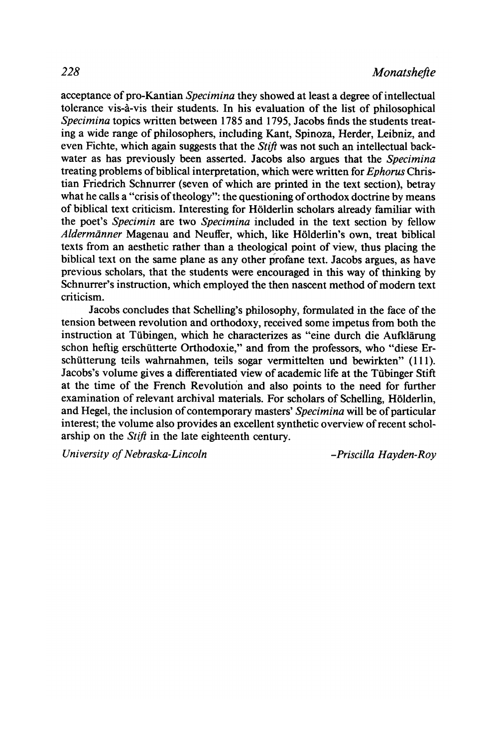acceptance of pro-Kantian *Specimina* they showed at least a degree of intellectual tolerance vis-à-vis their students. In his evaluation of the list of philosophical *Specimina* topics written between 1785 and 1795, Jacobs finds the students treating a wide range of philosophers, including Kant, Spinoza, Herder, Leibniz, and even Fichte, which again suggests that the *Stift* was not such an intellectual backwater as has previously been asserted. Jacobs also argues that the *Specimina* treating problems of biblical interpretation, which were written for *Ephorus* Christian Friedrich Schnurrer (seven of which are printed in the text section), betray what he calls a "crisis of theology": the questioning of orthodox doctrine by means of biblical text criticism. Interesting for Hölderlin scholars already familiar with the poet's *Specimin* are two *Specimina* included in the text section by fellow *Aldermänner* Magenau and Neuffer, which, like Hölderlin's own, treat biblical texts from an aesthetic rather than a theological point of view, thus placing the biblical text on the same plane as any other profane text. Jacobs argues, as have previous scholars, that the students were encouraged in this way of thinking by Schnurrer's instruction, which employed the then nascent method of modern text criticism.

Jacobs concludes that Schelling's philosophy, formulated in the face of the tension between revolution and orthodoxy, received some impetus from both the instruction at Tübingen, which he characterizes as "eine durch die Aufklärung schon heftig erschütterte Orthodoxie," and from the professors, who "diese Erschütterung teils wahrnahmen, teils sogar vermittelten und bewirkten" (111). Jacobs's volume gives a differentiated view of academic life at the Tübinger Stift at the time of the French Revolution and also points to the need for further examination of relevant archival materials. For scholars of Schelling, Hölderlin, and Hegel, the inclusion of contemporary masters' *Specimina* will be of particular interest; the volume also provides an excellent synthetic overview of recent scholarship on the *Stift* in the late eighteenth century.

*University of Nebraska-Lincoln* — *-Priscilla Hayden-Roy*